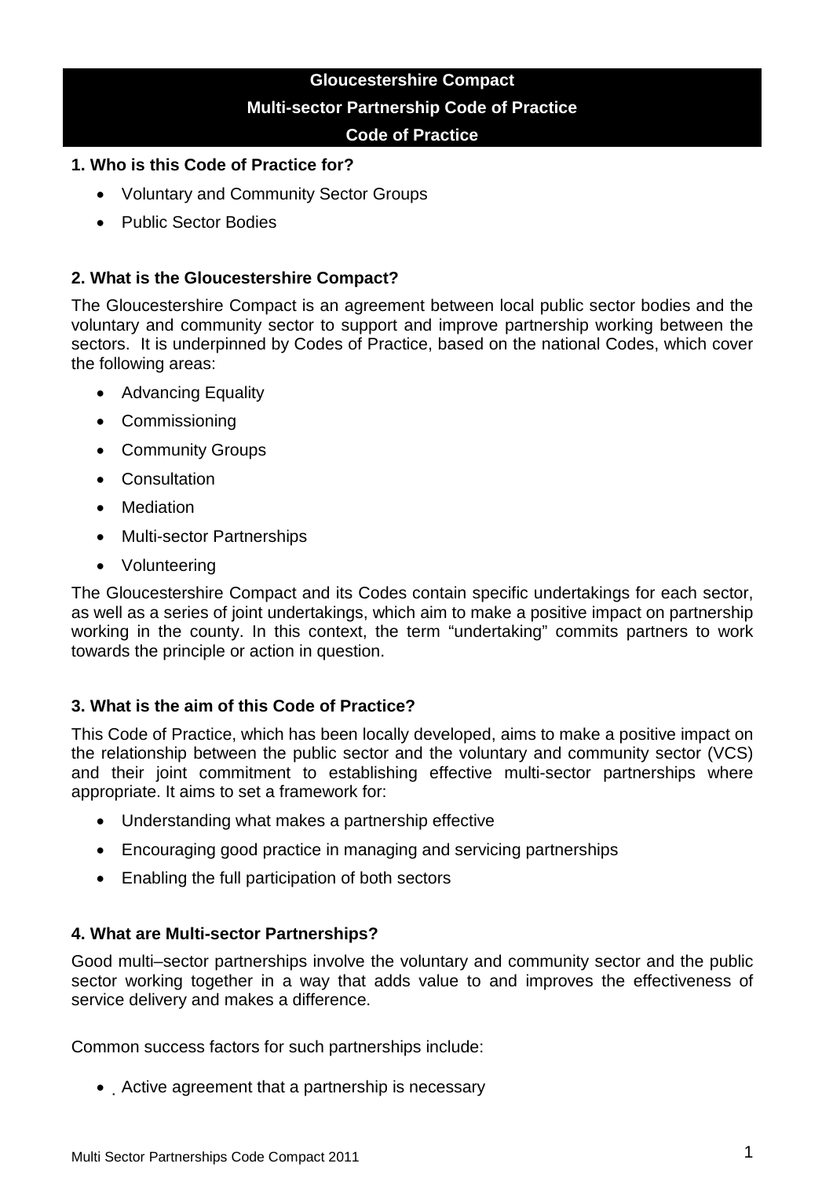# Gloucestershire Compact

## Multi-sector Partnership Code of Practice

## Code of Practice

### 1. Who is this Code of Practice for?

- Voluntary and Community Sector Groups
- Public Sector Bodies

### 2. What is the Gloucestershire Compact?

The Gloucestershire Compact is an agreement between local public sector bodies and the voluntary and community sector to support and improve partnership working between the sectors. It is underpinned by Codes of Practice, based on the national Codes, which cover the following areas:

- Advancing Equality
- Commissioning
- Community Groups
- Consultation
- Mediation
- Multi-sector Partnerships
- Volunteering

The Gloucestershire Compact and its Codes contain specific undertakings for each sector, as well as a series of joint undertakings, which aim to make a positive impact on partnership working in the county. In this context, the term "undertaking" commits partners to work towards the principle or action in question.

### 3. What is the aim of this Code of Practice?

This Code of Practice, which has been locally developed, aims to make a positive impact on the relationship between the public sector and the voluntary and community sector (VCS) and their joint commitment to establishing effective multi-sector partnerships where appropriate. It aims to set a framework for:

- Understanding what makes a partnership effective
- Encouraging good practice in managing and servicing partnerships
- Enabling the full participation of both sectors

### 4. What are Multi-sector Partnerships?

Good multi–sector partnerships involve the voluntary and community sector and the public sector working together in a way that adds value to and improves the effectiveness of service delivery and makes a difference.

Common success factors for such partnerships include:

- Active agreement that a partnership is necessary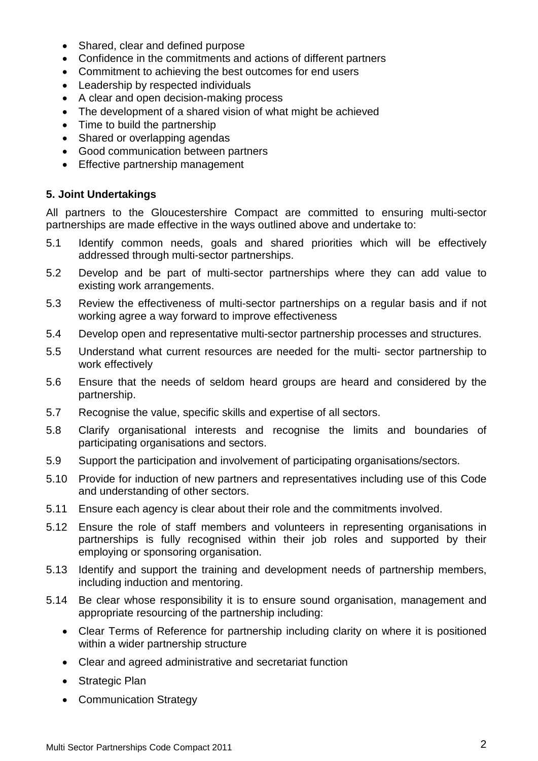- Shared, clear and defined purpose
- Confidence in the commitments and actions of different partners
- Commitment to achieving the best outcomes for end users
- Leadership by respected individuals
- A clear and open decision-making process
- The development of a shared vision of what might be achieved
- Time to build the partnership
- Shared or overlapping agendas
- Good communication between partners
- Effective partnership management

**5. Joint Undertakings**

All partners to the Gloucestershire Compact are committed to ensuring multi-sector partnerships are made effective in the ways outlined above and undertake to:

5.1 Identify common needs, goals and shared priorities which will be effectively addressed through multi-sector partnerships.

5.2 Develop and be part of multi-sector partnerships where they can add value to existing work arrangements.

5.3 Review the effectiveness of multi-sector partnerships on a regular basis and if not working agree a way forward to improve effectiveness

5.4 Develop open and representative multi-sector partnership processes and structures.

5.5 Understand what current resources are needed for the multi- sector partnership to work effectively

5.6 Ensure that the needs of seldom heard groups are heard and considered by the partnership.

5.7 Recognise the value, specific skills and expertise of all sectors.

5.8 Clarify organisational interests and recognise the limits and boundaries of participating organisations and sectors.

5.9 Support the participation and involvement of participating organisations/sectors.

5.10 Provide for induction of new partners and representatives including use of this Code and understanding of other sectors.

5.11 Ensure each agency is clear about their role and the commitments involved.

5.12 Ensure the role of staff members and volunteers in representing organisations in partnerships is fully recognised within their job roles and supported by their employing or sponsoring organisation.

5.13 Identify and support the training and development needs of partnership members, including induction and mentoring.

5.14 Be clear whose responsibility it is to ensure sound organisation, management and appropriate resourcing of the partnership including:

- Clear Terms of Reference for partnership including clarity on where it is positioned within a wider partnership structure
- Clear and agreed administrative and secretariat function
- Strategic Plan
- Communication Strategy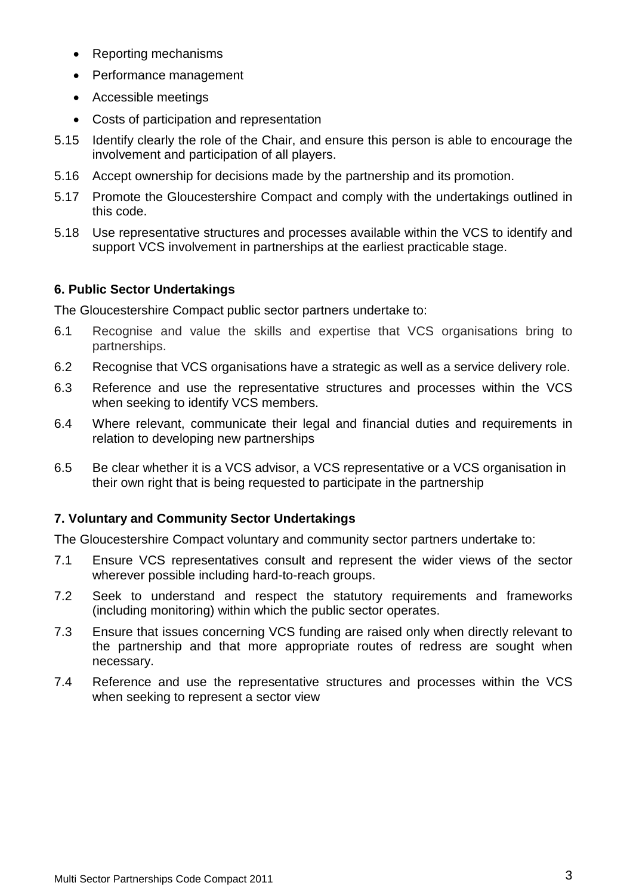- Reporting mechanisms
- Performance management
- Accessible meetings
- Costs of participation and representation

5.15 Identify clearly the role of the Chair, and ensure this person is able to encourage the involvement and participation of all players.

5.16 Accept ownership for decisions made by the partnership and its promotion.

5.17 Promote the Gloucestershire Compact and comply with the undertakings outlined in this code.

5.18 Use representative structures and processes available within the VCS to identify and support VCS involvement in partnerships at the earliest practicable stage.

### 6. Public Sector Undertakings

The Gloucestershire Compact public sector partners undertake to:

6.1 Recognise and value the skills and expertise that VCS organisations bring to partnerships.

6.2 Recognise that VCS organisations have a strategic as well as a service delivery role.

6.3 Reference and use the representative structures and processes within the VCS when seeking to identify VCS members.

6.4 Where relevant, communicate their legal and financial duties and requirements in relation to developing new partnerships

6.5 Be clear whether it is a VCS advisor, a VCS representative or a VCS organisation in their own right that is being requested to participate in the partnership

### 7. Voluntary and Community Sector Undertakings

The Gloucestershire Compact voluntary and community sector partners undertake to:

7.1 Ensure VCS representatives consult and represent the wider views of the sector wherever possible including hard-to-reach groups.

7.2 Seek to understand and respect the statutory requirements and frameworks (including monitoring) within which the public sector operates.

7.3 Ensure that issues concerning VCS funding are raised only when directly relevant to the partnership and that more appropriate routes of redress are sought when necessary.

7.4 Reference and use the representative structures and processes within the VCS when seeking to represent a sector view